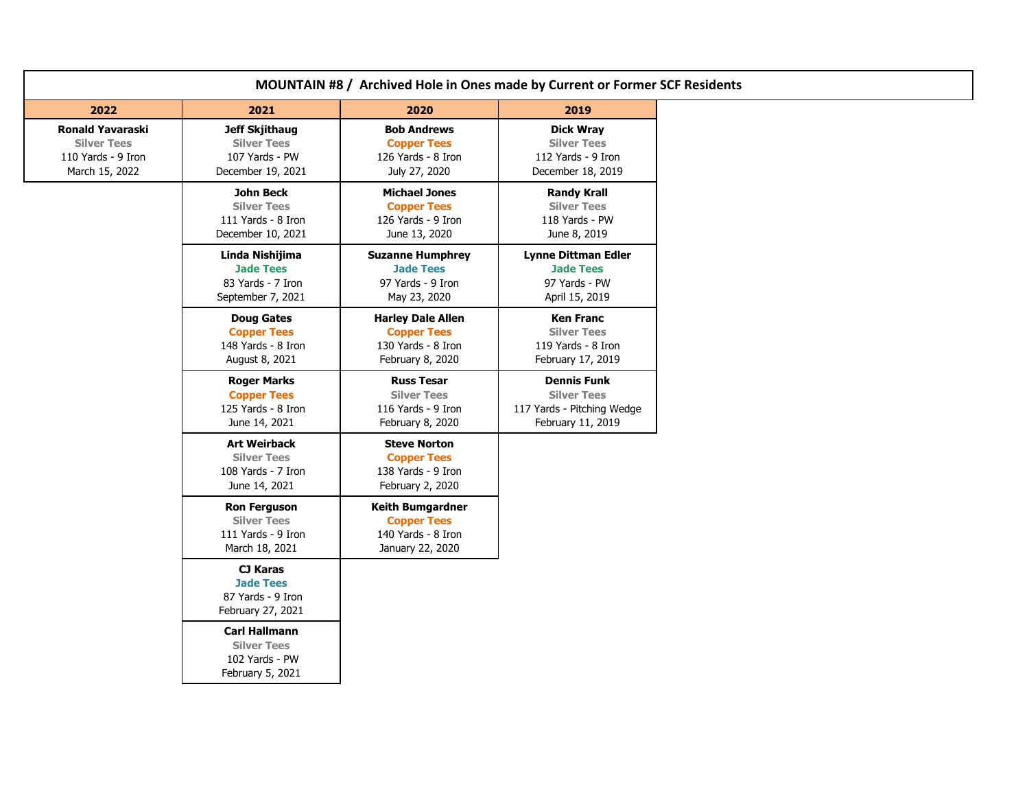**MOUNTAIN #8 / Archived Hole in Ones made by Current or Former SCF Residents**

| 2022 | 2021 | 2020 | 2019 |
|---|---|---|---|
| **Ronald Yavaraski**<br>Silver Tees<br>110 Yards - 9 Iron<br>March 15, 2022 | **Jeff Skjithaug**<br>Silver Tees<br>107 Yards - PW<br>December 19, 2021 | **Bob Andrews**<br>Copper Tees<br>126 Yards - 8 Iron<br>July 27, 2020 | **Dick Wray**<br>Silver Tees<br>112 Yards - 9 Iron<br>December 18, 2019 |
| | **John Beck**<br>Silver Tees<br>111 Yards - 8 Iron<br>December 10, 2021 | **Michael Jones**<br>Copper Tees<br>126 Yards - 9 Iron<br>June 13, 2020 | **Randy Krall**<br>Silver Tees<br>118 Yards - PW<br>June 8, 2019 |
| | **Linda Nishijima**<br>Jade Tees<br>83 Yards - 7 Iron<br>September 7, 2021 | **Suzanne Humphrey**<br>Jade Tees<br>97 Yards - 9 Iron<br>May 23, 2020 | **Lynne Dittman Edler**<br>Jade Tees<br>97 Yards - PW<br>April 15, 2019 |
| | **Doug Gates**<br>Copper Tees<br>148 Yards - 8 Iron<br>August 8, 2021 | **Harley Dale Allen**<br>Copper Tees<br>130 Yards - 8 Iron<br>February 8, 2020 | **Ken Franc**<br>Silver Tees<br>119 Yards - 8 Iron<br>February 17, 2019 |
| | **Roger Marks**<br>Copper Tees<br>125 Yards - 8 Iron<br>June 14, 2021 | **Russ Tesar**<br>Silver Tees<br>116 Yards - 9 Iron<br>February 8, 2020 | **Dennis Funk**<br>Silver Tees<br>117 Yards - Pitching Wedge<br>February 11, 2019 |
| | **Art Weirback**<br>Silver Tees<br>108 Yards - 7 Iron<br>June 14, 2021 | **Steve Norton**<br>Copper Tees<br>138 Yards - 9 Iron<br>February 2, 2020 | |
| | **Ron Ferguson**<br>Silver Tees<br>111 Yards - 9 Iron<br>March 18, 2021 | **Keith Bumgardner**<br>Copper Tees<br>140 Yards - 8 Iron<br>January 22, 2020 | |
| | **CJ Karas**<br>Jade Tees<br>87 Yards - 9 Iron<br>February 27, 2021 | | |
| | **Carl Hallmann**<br>Silver Tees<br>102 Yards - PW<br>February 5, 2021 | | |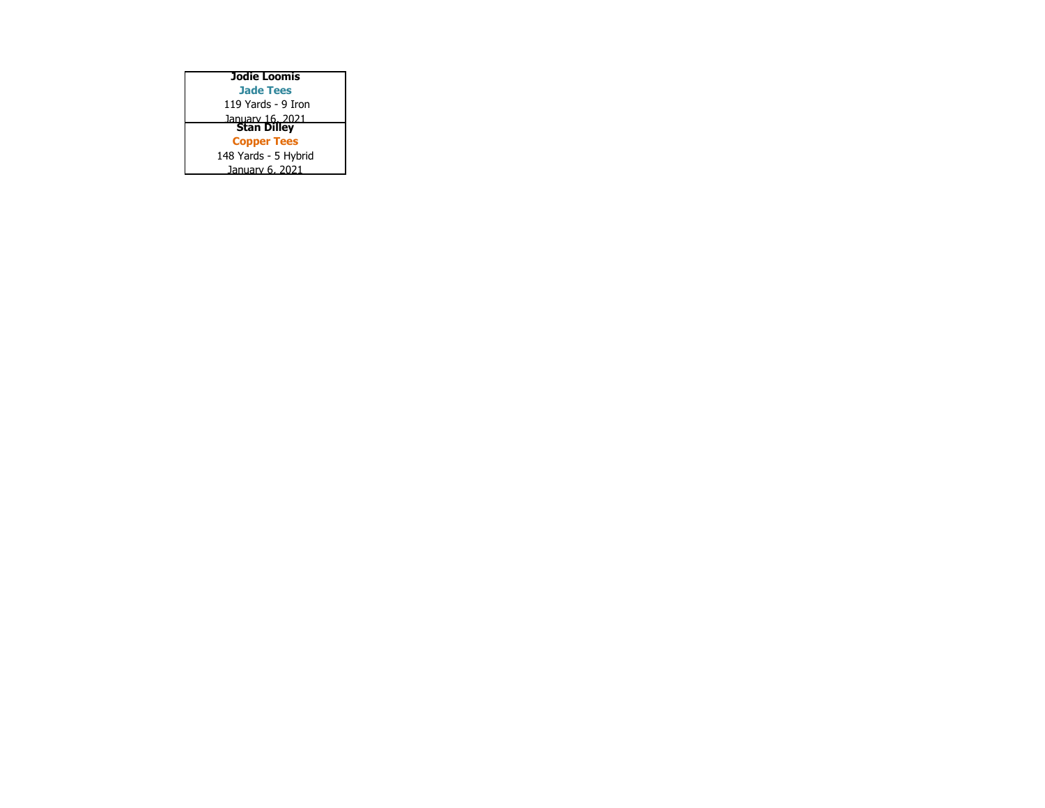**Jodie Loomis**

**Jade Tees**

119 Yards - 9 Iron

January 16, 2021

**Stan Dilley**

**Copper Tees**

148 Yards - 5 Hybrid

January 6, 2021